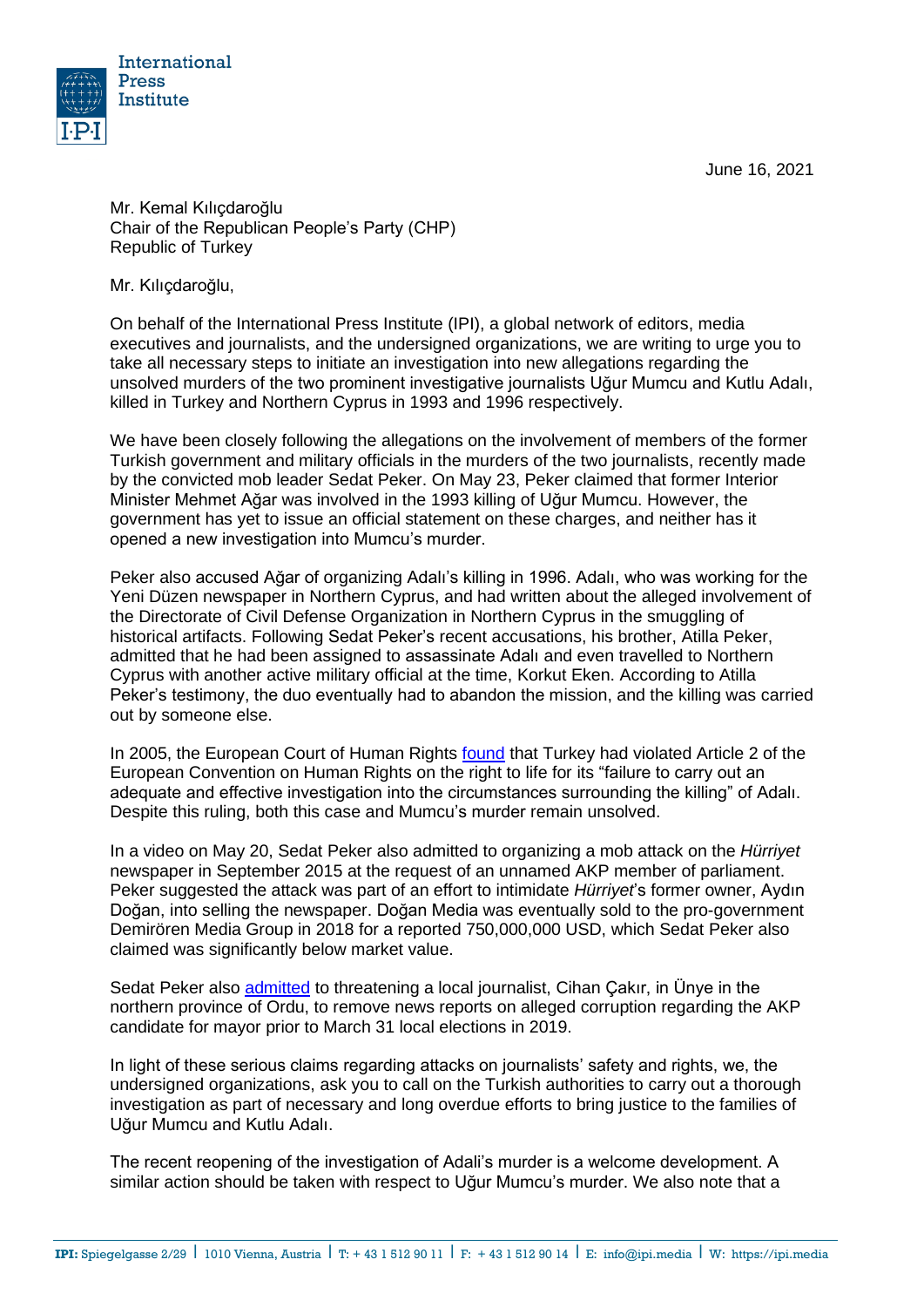International Press Institute

June 16, 2021

Mr. Kemal Kılıçdaroğlu
Chair of the Republican People's Party (CHP)
Republic of Turkey

Mr. Kılıçdaroğlu,

On behalf of the International Press Institute (IPI), a global network of editors, media executives and journalists, and the undersigned organizations, we are writing to urge you to take all necessary steps to initiate an investigation into new allegations regarding the unsolved murders of the two prominent investigative journalists Uğur Mumcu and Kutlu Adalı, killed in Turkey and Northern Cyprus in 1993 and 1996 respectively.

We have been closely following the allegations on the involvement of members of the former Turkish government and military officials in the murders of the two journalists, recently made by the convicted mob leader Sedat Peker. On May 23, Peker claimed that former Interior Minister Mehmet Ağar was involved in the 1993 killing of Uğur Mumcu. However, the government has yet to issue an official statement on these charges, and neither has it opened a new investigation into Mumcu's murder.

Peker also accused Ağar of organizing Adalı's killing in 1996. Adalı, who was working for the Yeni Düzen newspaper in Northern Cyprus, and had written about the alleged involvement of the Directorate of Civil Defense Organization in Northern Cyprus in the smuggling of historical artifacts. Following Sedat Peker's recent accusations, his brother, Atilla Peker, admitted that he had been assigned to assassinate Adalı and even travelled to Northern Cyprus with another active military official at the time, Korkut Eken. According to Atilla Peker's testimony, the duo eventually had to abandon the mission, and the killing was carried out by someone else.

In 2005, the European Court of Human Rights found that Turkey had violated Article 2 of the European Convention on Human Rights on the right to life for its "failure to carry out an adequate and effective investigation into the circumstances surrounding the killing" of Adalı. Despite this ruling, both this case and Mumcu's murder remain unsolved.

In a video on May 20, Sedat Peker also admitted to organizing a mob attack on the *Hürriyet* newspaper in September 2015 at the request of an unnamed AKP member of parliament. Peker suggested the attack was part of an effort to intimidate *Hürriyet*'s former owner, Aydın Doğan, into selling the newspaper. Doğan Media was eventually sold to the pro-government Demirören Media Group in 2018 for a reported 750,000,000 USD, which Sedat Peker also claimed was significantly below market value.

Sedat Peker also admitted to threatening a local journalist, Cihan Çakır, in Ünye in the northern province of Ordu, to remove news reports on alleged corruption regarding the AKP candidate for mayor prior to March 31 local elections in 2019.

In light of these serious claims regarding attacks on journalists' safety and rights, we, the undersigned organizations, ask you to call on the Turkish authorities to carry out a thorough investigation as part of necessary and long overdue efforts to bring justice to the families of Uğur Mumcu and Kutlu Adalı.

The recent reopening of the investigation of Adali's murder is a welcome development. A similar action should be taken with respect to Uğur Mumcu's murder. We also note that a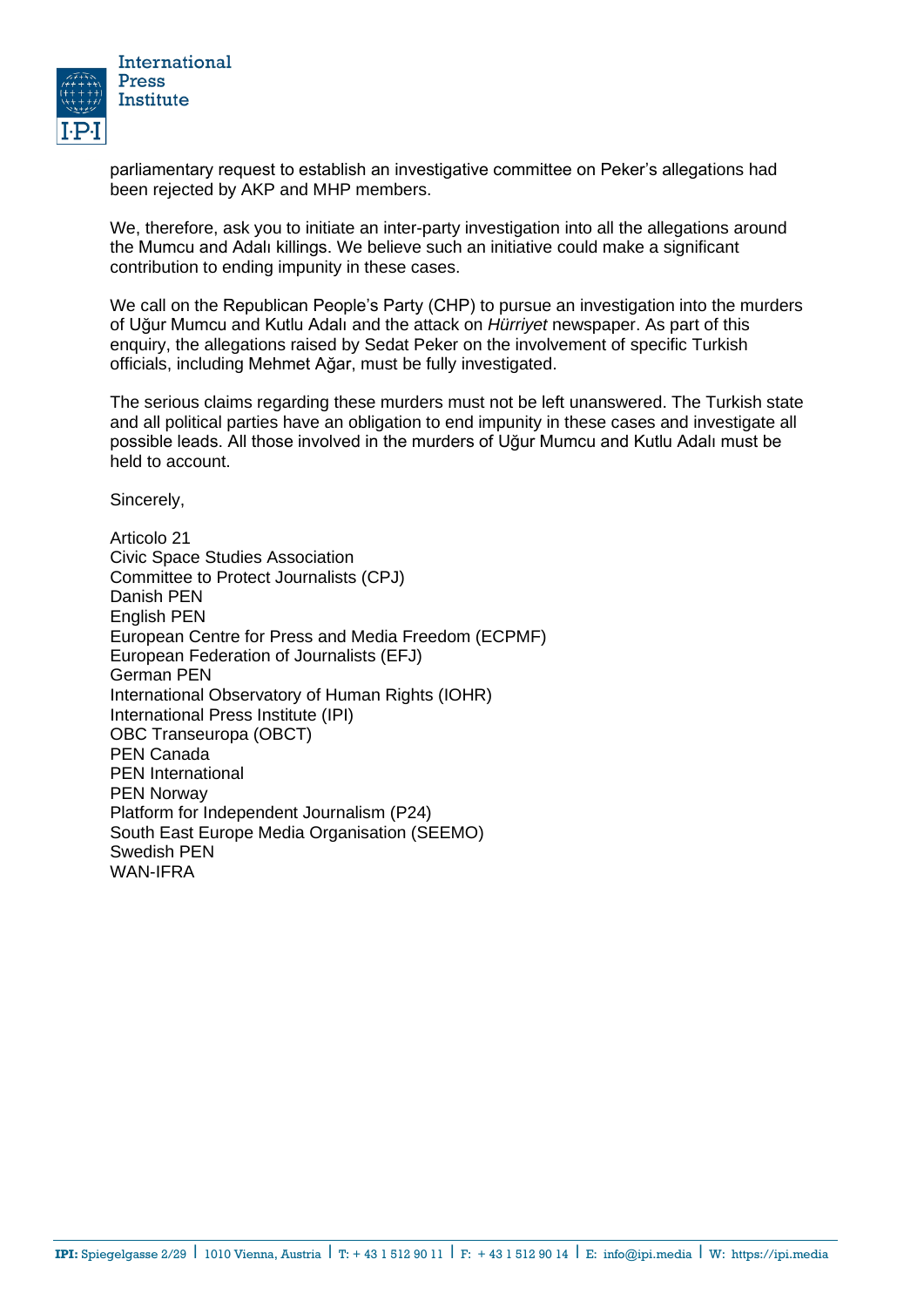parliamentary request to establish an investigative committee on Peker's allegations had been rejected by AKP and MHP members.

We, therefore, ask you to initiate an inter-party investigation into all the allegations around the Mumcu and Adalı killings. We believe such an initiative could make a significant contribution to ending impunity in these cases.

We call on the Republican People's Party (CHP) to pursue an investigation into the murders of Uğur Mumcu and Kutlu Adalı and the attack on *Hürriyet* newspaper. As part of this enquiry, the allegations raised by Sedat Peker on the involvement of specific Turkish officials, including Mehmet Ağar, must be fully investigated.

The serious claims regarding these murders must not be left unanswered. The Turkish state and all political parties have an obligation to end impunity in these cases and investigate all possible leads. All those involved in the murders of Uğur Mumcu and Kutlu Adalı must be held to account.

Sincerely,

Articolo 21
Civic Space Studies Association
Committee to Protect Journalists (CPJ)
Danish PEN
English PEN
European Centre for Press and Media Freedom (ECPMF)
European Federation of Journalists (EFJ)
German PEN
International Observatory of Human Rights (IOHR)
International Press Institute (IPI)
OBC Transeuropa (OBCT)
PEN Canada
PEN International
PEN Norway
Platform for Independent Journalism (P24)
South East Europe Media Organisation (SEEMO)
Swedish PEN
WAN-IFRA